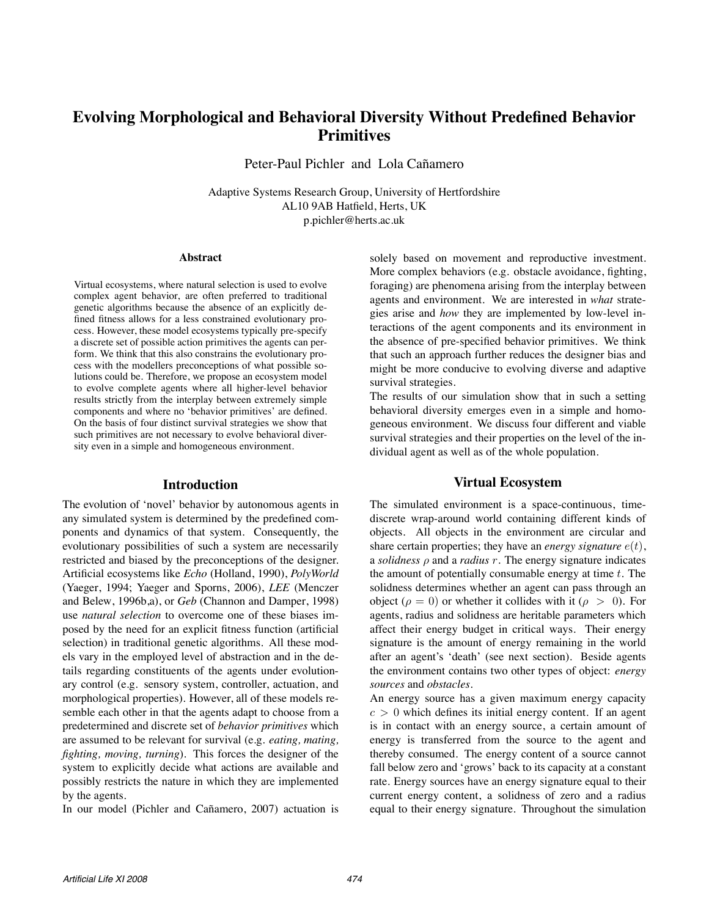# Evolving Morphological and Behavioral Diversity Without Predefined Behavior Primitives

Peter-Paul Pichler and Lola Cañamero

Adaptive Systems Research Group, University of Hertfordshire
AL10 9AB Hatfield, Herts, UK
p.pichler@herts.ac.uk

## Abstract

Virtual ecosystems, where natural selection is used to evolve complex agent behavior, are often preferred to traditional genetic algorithms because the absence of an explicitly defined fitness allows for a less constrained evolutionary process. However, these model ecosystems typically pre-specify a discrete set of possible action primitives the agents can perform. We think that this also constrains the evolutionary process with the modellers preconceptions of what possible solutions could be. Therefore, we propose an ecosystem model to evolve complete agents where all higher-level behavior results strictly from the interplay between extremely simple components and where no 'behavior primitives' are defined. On the basis of four distinct survival strategies we show that such primitives are not necessary to evolve behavioral diversity even in a simple and homogeneous environment.

## Introduction

The evolution of 'novel' behavior by autonomous agents in any simulated system is determined by the predefined components and dynamics of that system. Consequently, the evolutionary possibilities of such a system are necessarily restricted and biased by the preconceptions of the designer. Artificial ecosystems like *Echo* (Holland, 1990), *PolyWorld* (Yaeger, 1994; Yaeger and Sporns, 2006), *LEE* (Menczer and Belew, 1996b,a), or *Geb* (Channon and Damper, 1998) use *natural selection* to overcome one of these biases imposed by the need for an explicit fitness function (artificial selection) in traditional genetic algorithms. All these models vary in the employed level of abstraction and in the details regarding constituents of the agents under evolutionary control (e.g. sensory system, controller, actuation, and morphological properties). However, all of these models resemble each other in that the agents adapt to choose from a predetermined and discrete set of *behavior primitives* which are assumed to be relevant for survival (e.g. *eating, mating, fighting, moving, turning*). This forces the designer of the system to explicitly decide what actions are available and possibly restricts the nature in which they are implemented by the agents.

In our model (Pichler and Cañamero, 2007) actuation is solely based on movement and reproductive investment. More complex behaviors (e.g. obstacle avoidance, fighting, foraging) are phenomena arising from the interplay between agents and environment. We are interested in *what* strategies arise and *how* they are implemented by low-level interactions of the agent components and its environment in the absence of pre-specified behavior primitives. We think that such an approach further reduces the designer bias and might be more conducive to evolving diverse and adaptive survival strategies.

The results of our simulation show that in such a setting behavioral diversity emerges even in a simple and homogeneous environment. We discuss four different and viable survival strategies and their properties on the level of the individual agent as well as of the whole population.

## Virtual Ecosystem

The simulated environment is a space-continuous, time-discrete wrap-around world containing different kinds of objects. All objects in the environment are circular and share certain properties; they have an *energy signature* $e(t)$, a *solidness* $\rho$ and a *radius* $r$. The energy signature indicates the amount of potentially consumable energy at time $t$. The solidness determines whether an agent can pass through an object ($\rho = 0$) or whether it collides with it ($\rho > 0$). For agents, radius and solidness are heritable parameters which affect their energy budget in critical ways. Their energy signature is the amount of energy remaining in the world after an agent's 'death' (see next section). Beside agents the environment contains two other types of object: *energy sources* and *obstacles*.

An energy source has a given maximum energy capacity $c > 0$ which defines its initial energy content. If an agent is in contact with an energy source, a certain amount of energy is transferred from the source to the agent and thereby consumed. The energy content of a source cannot fall below zero and 'grows' back to its capacity at a constant rate. Energy sources have an energy signature equal to their current energy content, a solidness of zero and a radius equal to their energy signature. Throughout the simulation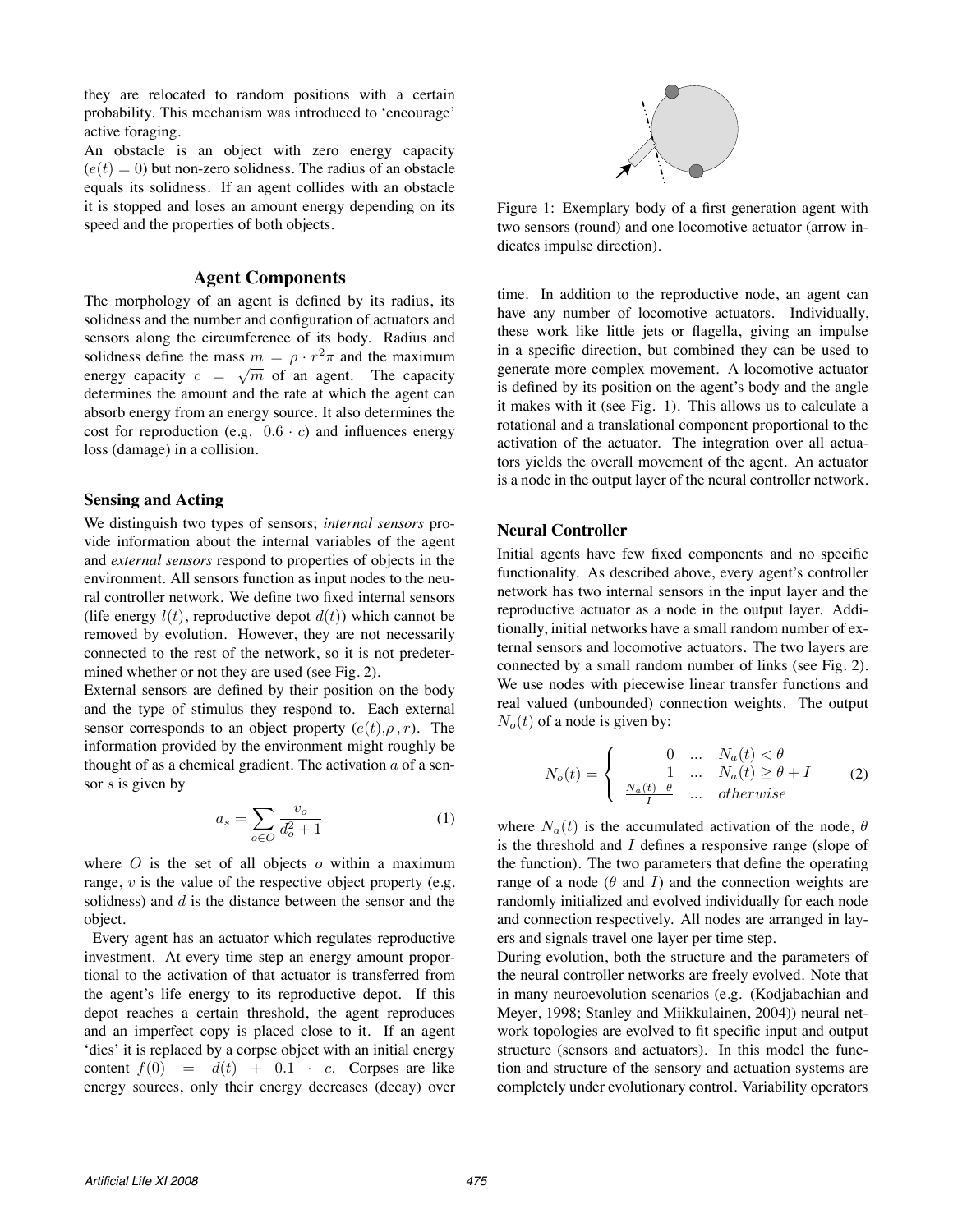they are relocated to random positions with a certain probability. This mechanism was introduced to 'encourage' active foraging.

An obstacle is an object with zero energy capacity ($e(t) = 0$) but non-zero solidness. The radius of an obstacle equals its solidness. If an agent collides with an obstacle it is stopped and loses an amount energy depending on its speed and the properties of both objects.

## Agent Components

The morphology of an agent is defined by its radius, its solidness and the number and configuration of actuators and sensors along the circumference of its body. Radius and solidness define the mass $m = \rho \cdot r^2\pi$ and the maximum energy capacity $c = \sqrt{m}$ of an agent. The capacity determines the amount and the rate at which the agent can absorb energy from an energy source. It also determines the cost for reproduction (e.g. $0.6 \cdot c$) and influences energy loss (damage) in a collision.

### Sensing and Acting

We distinguish two types of sensors; *internal sensors* provide information about the internal variables of the agent and *external sensors* respond to properties of objects in the environment. All sensors function as input nodes to the neural controller network. We define two fixed internal sensors (life energy $l(t)$, reproductive depot $d(t)$) which cannot be removed by evolution. However, they are not necessarily connected to the rest of the network, so it is not predetermined whether or not they are used (see Fig. 2).

External sensors are defined by their position on the body and the type of stimulus they respond to. Each external sensor corresponds to an object property ($e(t)$,$\rho$ , $r$). The information provided by the environment might roughly be thought of as a chemical gradient. The activation $a$ of a sensor $s$ is given by

$$a_s = \sum_{o \in O} \frac{v_o}{d_o^2 + 1} \tag{1}$$

where $O$ is the set of all objects $o$ within a maximum range, $v$ is the value of the respective object property (e.g. solidness) and $d$ is the distance between the sensor and the object.

Every agent has an actuator which regulates reproductive investment. At every time step an energy amount proportional to the activation of that actuator is transferred from the agent's life energy to its reproductive depot. If this depot reaches a certain threshold, the agent reproduces and an imperfect copy is placed close to it. If an agent 'dies' it is replaced by a corpse object with an initial energy content $f(0) = d(t) + 0.1 \cdot c$. Corpses are like energy sources, only their energy decreases (decay) over

Figure 1: Exemplary body of a first generation agent with two sensors (round) and one locomotive actuator (arrow indicates impulse direction).

time. In addition to the reproductive node, an agent can have any number of locomotive actuators. Individually, these work like little jets or flagella, giving an impulse in a specific direction, but combined they can be used to generate more complex movement. A locomotive actuator is defined by its position on the agent's body and the angle it makes with it (see Fig. 1). This allows us to calculate a rotational and a translational component proportional to the activation of the actuator. The integration over all actuators yields the overall movement of the agent. An actuator is a node in the output layer of the neural controller network.

### Neural Controller

Initial agents have few fixed components and no specific functionality. As described above, every agent's controller network has two internal sensors in the input layer and the reproductive actuator as a node in the output layer. Additionally, initial networks have a small random number of external sensors and locomotive actuators. The two layers are connected by a small random number of links (see Fig. 2). We use nodes with piecewise linear transfer functions and real valued (unbounded) connection weights. The output $N_o(t)$ of a node is given by:

$$N_o(t) = \begin{cases} 0 & \ldots \quad N_a(t) < \theta \\ 1 & \ldots \quad N_a(t) \geq \theta + I \\ \frac{N_a(t) - \theta}{I} & \ldots \quad otherwise \end{cases} \tag{2}$$

where $N_a(t)$ is the accumulated activation of the node, $\theta$ is the threshold and $I$ defines a responsive range (slope of the function). The two parameters that define the operating range of a node ($\theta$ and $I$) and the connection weights are randomly initialized and evolved individually for each node and connection respectively. All nodes are arranged in layers and signals travel one layer per time step.

During evolution, both the structure and the parameters of the neural controller networks are freely evolved. Note that in many neuroevolution scenarios (e.g. (Kodjabachian and Meyer, 1998; Stanley and Miikkulainen, 2004)) neural network topologies are evolved to fit specific input and output structure (sensors and actuators). In this model the function and structure of the sensory and actuation systems are completely under evolutionary control. Variability operators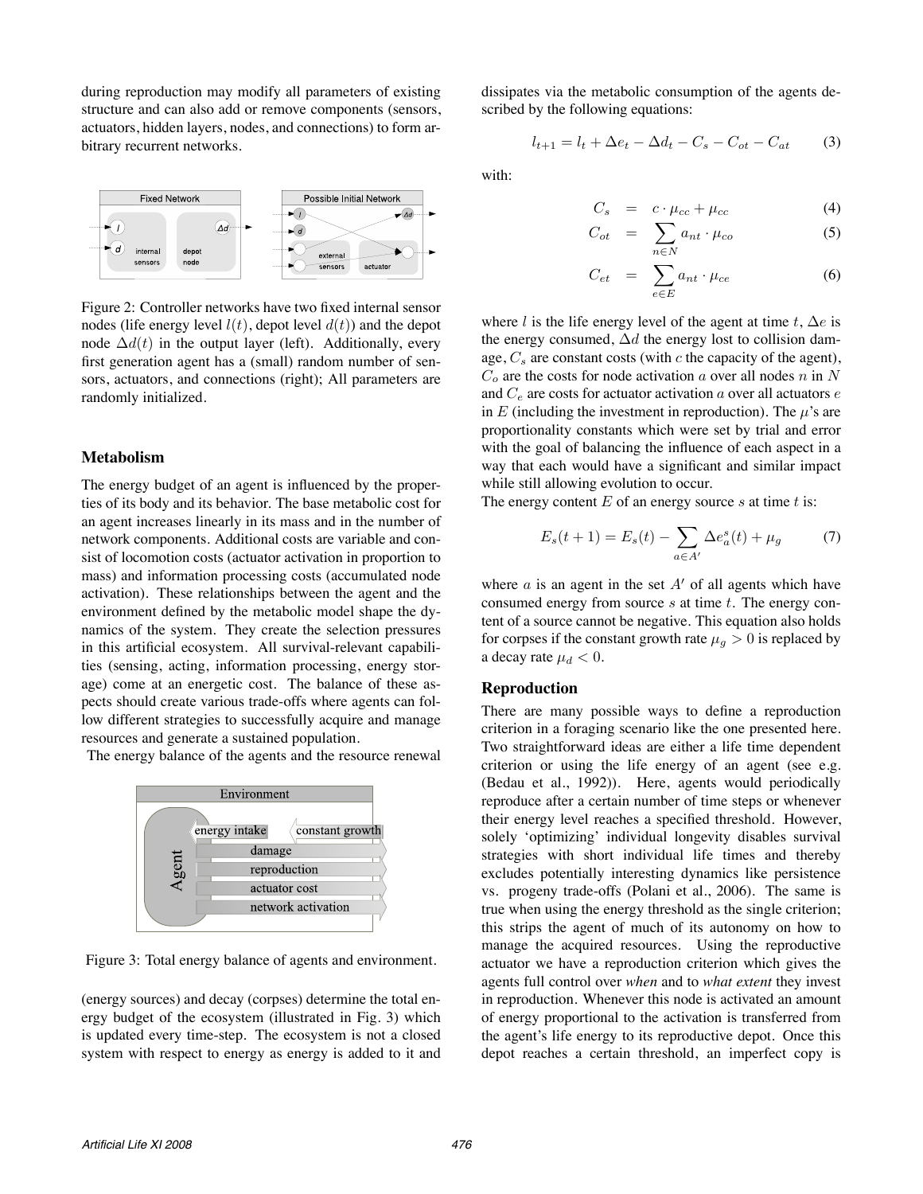during reproduction may modify all parameters of existing structure and can also add or remove components (sensors, actuators, hidden layers, nodes, and connections) to form arbitrary recurrent networks.

Figure 2: Controller networks have two fixed internal sensor nodes (life energy level $l(t)$, depot level $d(t)$) and the depot node $\Delta d(t)$ in the output layer (left). Additionally, every first generation agent has a (small) random number of sensors, actuators, and connections (right); All parameters are randomly initialized.

### Metabolism

The energy budget of an agent is influenced by the properties of its body and its behavior. The base metabolic cost for an agent increases linearly in its mass and in the number of network components. Additional costs are variable and consist of locomotion costs (actuator activation in proportion to mass) and information processing costs (accumulated node activation). These relationships between the agent and the environment defined by the metabolic model shape the dynamics of the system. They create the selection pressures in this artificial ecosystem. All survival-relevant capabilities (sensing, acting, information processing, energy storage) come at an energetic cost. The balance of these aspects should create various trade-offs where agents can follow different strategies to successfully acquire and manage resources and generate a sustained population.

The energy balance of the agents and the resource renewal

Figure 3: Total energy balance of agents and environment.

(energy sources) and decay (corpses) determine the total energy budget of the ecosystem (illustrated in Fig. 3) which is updated every time-step. The ecosystem is not a closed system with respect to energy as energy is added to it and dissipates via the metabolic consumption of the agents described by the following equations:

$$l_{t+1} = l_t + \Delta e_t - \Delta d_t - C_s - C_{ot} - C_{at} \qquad (3)$$

with:

$$C_s = c \cdot \mu_{cc} + \mu_{cc} \qquad (4)$$

$$C_{ot} = \sum_{n \in N} a_{nt} \cdot \mu_{co} \qquad (5)$$

$$C_{et} = \sum_{e \in E} a_{nt} \cdot \mu_{ce} \qquad (6)$$

where $l$ is the life energy level of the agent at time $t$, $\Delta e$ is the energy consumed, $\Delta d$ the energy lost to collision damage, $C_s$ are constant costs (with $c$ the capacity of the agent), $C_o$ are the costs for node activation $a$ over all nodes $n$ in $N$ and $C_e$ are costs for actuator activation $a$ over all actuators $e$ in $E$ (including the investment in reproduction). The $\mu$'s are proportionality constants which were set by trial and error with the goal of balancing the influence of each aspect in a way that each would have a significant and similar impact while still allowing evolution to occur.

The energy content $E$ of an energy source $s$ at time $t$ is:

$$E_s(t+1) = E_s(t) - \sum_{a \in A'} \Delta e_a^s(t) + \mu_g \qquad (7)$$

where $a$ is an agent in the set $A'$ of all agents which have consumed energy from source $s$ at time $t$. The energy content of a source cannot be negative. This equation also holds for corpses if the constant growth rate $\mu_g > 0$ is replaced by a decay rate $\mu_d < 0$.

### Reproduction

There are many possible ways to define a reproduction criterion in a foraging scenario like the one presented here. Two straightforward ideas are either a life time dependent criterion or using the life energy of an agent (see e.g. (Bedau et al., 1992)). Here, agents would periodically reproduce after a certain number of time steps or whenever their energy level reaches a specified threshold. However, solely 'optimizing' individual longevity disables survival strategies with short individual life times and thereby excludes potentially interesting dynamics like persistence vs. progeny trade-offs (Polani et al., 2006). The same is true when using the energy threshold as the single criterion; this strips the agent of much of its autonomy on how to manage the acquired resources. Using the reproductive actuator we have a reproduction criterion which gives the agents full control over *when* and to *what extent* they invest in reproduction. Whenever this node is activated an amount of energy proportional to the activation is transferred from the agent's life energy to its reproductive depot. Once this depot reaches a certain threshold, an imperfect copy is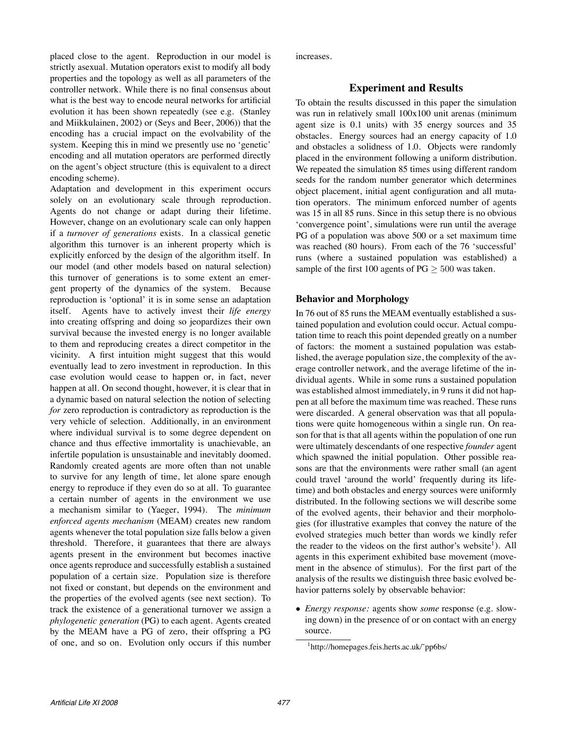placed close to the agent. Reproduction in our model is strictly asexual. Mutation operators exist to modify all body properties and the topology as well as all parameters of the controller network. While there is no final consensus about what is the best way to encode neural networks for artificial evolution it has been shown repeatedly (see e.g. (Stanley and Miikkulainen, 2002) or (Seys and Beer, 2006)) that the encoding has a crucial impact on the evolvability of the system. Keeping this in mind we presently use no 'genetic' encoding and all mutation operators are performed directly on the agent's object structure (this is equivalent to a direct encoding scheme).

Adaptation and development in this experiment occurs solely on an evolutionary scale through reproduction. Agents do not change or adapt during their lifetime. However, change on an evolutionary scale can only happen if a *turnover of generations* exists. In a classical genetic algorithm this turnover is an inherent property which is explicitly enforced by the design of the algorithm itself. In our model (and other models based on natural selection) this turnover of generations is to some extent an emergent property of the dynamics of the system. Because reproduction is 'optional' it is in some sense an adaptation itself. Agents have to actively invest their *life energy* into creating offspring and doing so jeopardizes their own survival because the invested energy is no longer available to them and reproducing creates a direct competitor in the vicinity. A first intuition might suggest that this would eventually lead to zero investment in reproduction. In this case evolution would cease to happen or, in fact, never happen at all. On second thought, however, it is clear that in a dynamic based on natural selection the notion of selecting *for* zero reproduction is contradictory as reproduction is the very vehicle of selection. Additionally, in an environment where individual survival is to some degree dependent on chance and thus effective immortality is unachievable, an infertile population is unsustainable and inevitably doomed. Randomly created agents are more often than not unable to survive for any length of time, let alone spare enough energy to reproduce if they even do so at all. To guarantee a certain number of agents in the environment we use a mechanism similar to (Yaeger, 1994). The *minimum enforced agents mechanism* (MEAM) creates new random agents whenever the total population size falls below a given threshold. Therefore, it guarantees that there are always agents present in the environment but becomes inactive once agents reproduce and successfully establish a sustained population of a certain size. Population size is therefore not fixed or constant, but depends on the environment and the properties of the evolved agents (see next section). To track the existence of a generational turnover we assign a *phylogenetic generation* (PG) to each agent. Agents created by the MEAM have a PG of zero, their offspring a PG of one, and so on. Evolution only occurs if this number increases.

## Experiment and Results

To obtain the results discussed in this paper the simulation was run in relatively small 100x100 unit arenas (minimum agent size is 0.1 units) with 35 energy sources and 35 obstacles. Energy sources had an energy capacity of 1.0 and obstacles a solidness of 1.0. Objects were randomly placed in the environment following a uniform distribution. We repeated the simulation 85 times using different random seeds for the random number generator which determines object placement, initial agent configuration and all mutation operators. The minimum enforced number of agents was 15 in all 85 runs. Since in this setup there is no obvious 'convergence point', simulations were run until the average PG of a population was above 500 or a set maximum time was reached (80 hours). From each of the 76 'successful' runs (where a sustained population was established) a sample of the first 100 agents of PG $\geq 500$ was taken.

### Behavior and Morphology

In 76 out of 85 runs the MEAM eventually established a sustained population and evolution could occur. Actual computation time to reach this point depended greatly on a number of factors: the moment a sustained population was established, the average population size, the complexity of the average controller network, and the average lifetime of the individual agents. While in some runs a sustained population was established almost immediately, in 9 runs it did not happen at all before the maximum time was reached. These runs were discarded. A general observation was that all populations were quite homogeneous within a single run. On reason for that is that all agents within the population of one run were ultimately descendants of one respective *founder* agent which spawned the initial population. Other possible reasons are that the environments were rather small (an agent could travel 'around the world' frequently during its lifetime) and both obstacles and energy sources were uniformly distributed. In the following sections we will describe some of the evolved agents, their behavior and their morphologies (for illustrative examples that convey the nature of the evolved strategies much better than words we kindly refer the reader to the videos on the first author's website[1]). All agents in this experiment exhibited base movement (movement in the absence of stimulus). For the first part of the analysis of the results we distinguish three basic evolved behavior patterns solely by observable behavior:

- *Energy response:* agents show *some* response (e.g. slowing down) in the presence of or on contact with an energy source.

[1] http://homepages.feis.herts.ac.uk/~pp6bs/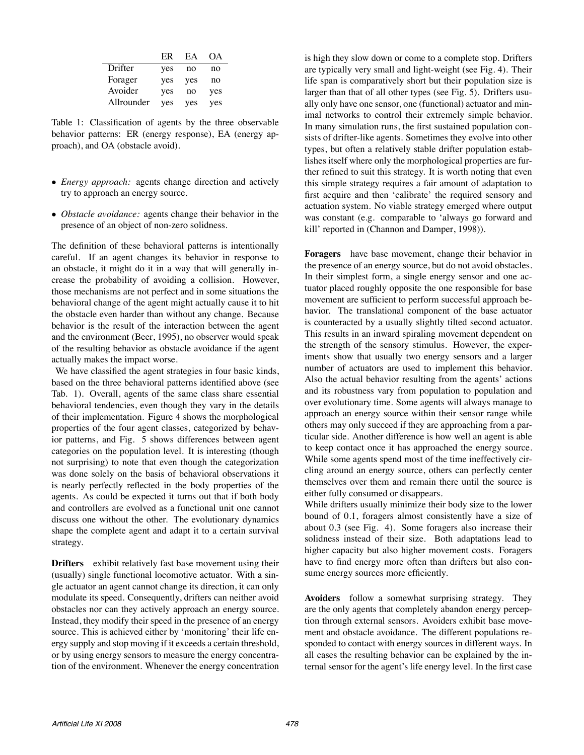|  | ER | EA | OA |
|---|---|---|---|
| Drifter | yes | no | no |
| Forager | yes | yes | no |
| Avoider | yes | no | yes |
| Allrounder | yes | yes | yes |

Table 1: Classification of agents by the three observable behavior patterns: ER (energy response), EA (energy approach), and OA (obstacle avoid).

- *Energy approach:* agents change direction and actively try to approach an energy source.
- *Obstacle avoidance:* agents change their behavior in the presence of an object of non-zero solidness.

The definition of these behavioral patterns is intentionally careful. If an agent changes its behavior in response to an obstacle, it might do it in a way that will generally increase the probability of avoiding a collision. However, those mechanisms are not perfect and in some situations the behavioral change of the agent might actually cause it to hit the obstacle even harder than without any change. Because behavior is the result of the interaction between the agent and the environment (Beer, 1995), no observer would speak of the resulting behavior as obstacle avoidance if the agent actually makes the impact worse.

We have classified the agent strategies in four basic kinds, based on the three behavioral patterns identified above (see Tab. 1). Overall, agents of the same class share essential behavioral tendencies, even though they vary in the details of their implementation. Figure 4 shows the morphological properties of the four agent classes, categorized by behavior patterns, and Fig. 5 shows differences between agent categories on the population level. It is interesting (though not surprising) to note that even though the categorization was done solely on the basis of behavioral observations it is nearly perfectly reflected in the body properties of the agents. As could be expected it turns out that if both body and controllers are evolved as a functional unit one cannot discuss one without the other. The evolutionary dynamics shape the complete agent and adapt it to a certain survival strategy.

**Drifters** exhibit relatively fast base movement using their (usually) single functional locomotive actuator. With a single actuator an agent cannot change its direction, it can only modulate its speed. Consequently, drifters can neither avoid obstacles nor can they actively approach an energy source. Instead, they modify their speed in the presence of an energy source. This is achieved either by 'monitoring' their life energy supply and stop moving if it exceeds a certain threshold, or by using energy sensors to measure the energy concentration of the environment. Whenever the energy concentration is high they slow down or come to a complete stop. Drifters are typically very small and light-weight (see Fig. 4). Their life span is comparatively short but their population size is larger than that of all other types (see Fig. 5). Drifters usually only have one sensor, one (functional) actuator and minimal networks to control their extremely simple behavior. In many simulation runs, the first sustained population consists of drifter-like agents. Sometimes they evolve into other types, but often a relatively stable drifter population establishes itself where only the morphological properties are further refined to suit this strategy. It is worth noting that even this simple strategy requires a fair amount of adaptation to first acquire and then 'calibrate' the required sensory and actuation system. No viable strategy emerged where output was constant (e.g. comparable to 'always go forward and kill' reported in (Channon and Damper, 1998)).

**Foragers** have base movement, change their behavior in the presence of an energy source, but do not avoid obstacles. In their simplest form, a single energy sensor and one actuator placed roughly opposite the one responsible for base movement are sufficient to perform successful approach behavior. The translational component of the base actuator is counteracted by a usually slightly tilted second actuator. This results in an inward spiraling movement dependent on the strength of the sensory stimulus. However, the experiments show that usually two energy sensors and a larger number of actuators are used to implement this behavior. Also the actual behavior resulting from the agents' actions and its robustness vary from population to population and over evolutionary time. Some agents will always manage to approach an energy source within their sensor range while others may only succeed if they are approaching from a particular side. Another difference is how well an agent is able to keep contact once it has approached the energy source. While some agents spend most of the time ineffectively circling around an energy source, others can perfectly center themselves over them and remain there until the source is either fully consumed or disappears.

While drifters usually minimize their body size to the lower bound of 0.1, foragers almost consistently have a size of about 0.3 (see Fig. 4). Some foragers also increase their solidness instead of their size. Both adaptations lead to higher capacity but also higher movement costs. Foragers have to find energy more often than drifters but also consume energy sources more efficiently.

**Avoiders** follow a somewhat surprising strategy. They are the only agents that completely abandon energy perception through external sensors. Avoiders exhibit base movement and obstacle avoidance. The different populations responded to contact with energy sources in different ways. In all cases the resulting behavior can be explained by the internal sensor for the agent's life energy level. In the first case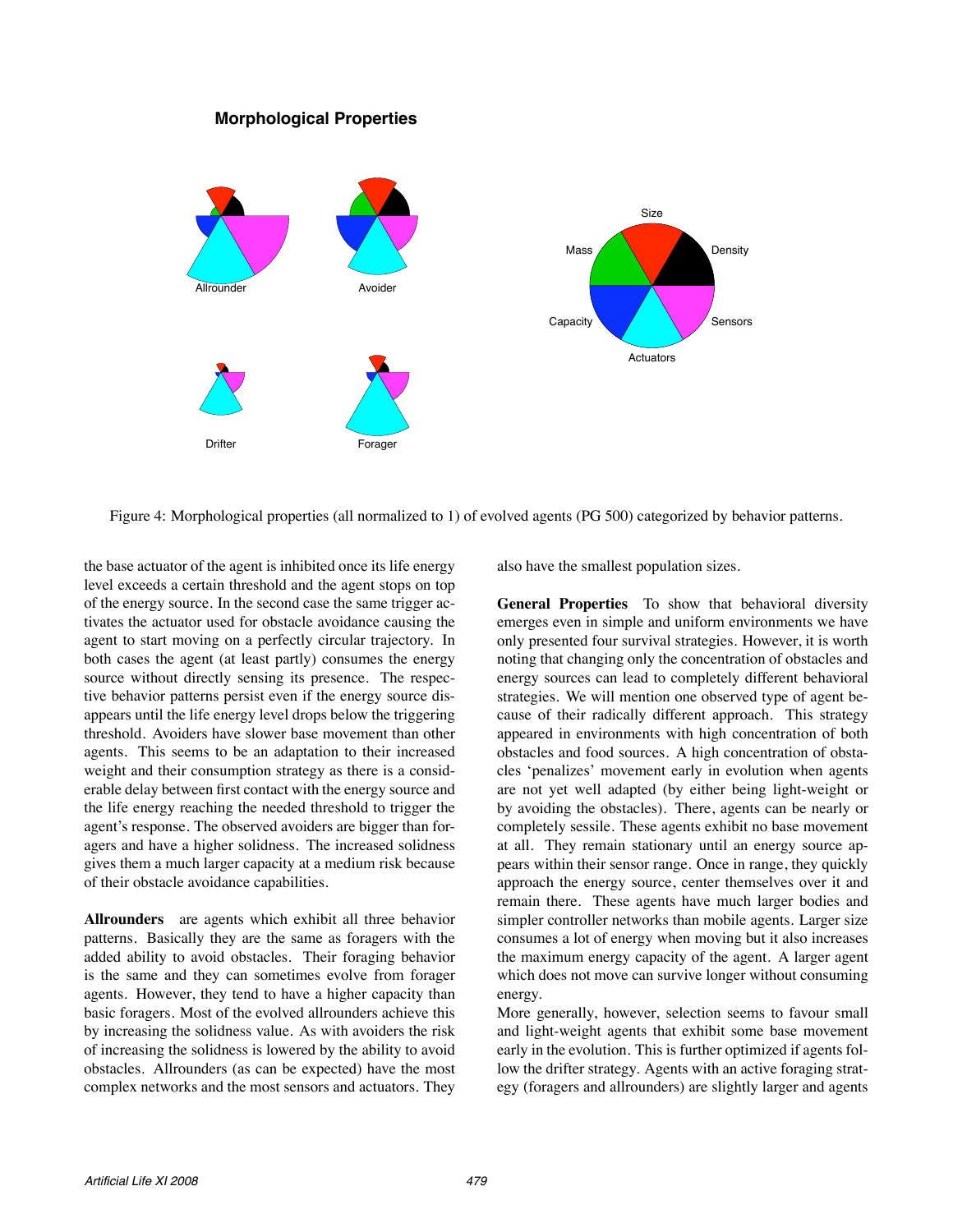**Morphological Properties**

Figure 4: Morphological properties (all normalized to 1) of evolved agents (PG 500) categorized by behavior patterns.

the base actuator of the agent is inhibited once its life energy level exceeds a certain threshold and the agent stops on top of the energy source. In the second case the same trigger activates the actuator used for obstacle avoidance causing the agent to start moving on a perfectly circular trajectory. In both cases the agent (at least partly) consumes the energy source without directly sensing its presence. The respective behavior patterns persist even if the energy source disappears until the life energy level drops below the triggering threshold. Avoiders have slower base movement than other agents. This seems to be an adaptation to their increased weight and their consumption strategy as there is a considerable delay between first contact with the energy source and the life energy reaching the needed threshold to trigger the agent's response. The observed avoiders are bigger than foragers and have a higher solidness. The increased solidness gives them a much larger capacity at a medium risk because of their obstacle avoidance capabilities.

**Allrounders** are agents which exhibit all three behavior patterns. Basically they are the same as foragers with the added ability to avoid obstacles. Their foraging behavior is the same and they can sometimes evolve from forager agents. However, they tend to have a higher capacity than basic foragers. Most of the evolved allrounders achieve this by increasing the solidness value. As with avoiders the risk of increasing the solidness is lowered by the ability to avoid obstacles. Allrounders (as can be expected) have the most complex networks and the most sensors and actuators. They also have the smallest population sizes.

**General Properties** To show that behavioral diversity emerges even in simple and uniform environments we have only presented four survival strategies. However, it is worth noting that changing only the concentration of obstacles and energy sources can lead to completely different behavioral strategies. We will mention one observed type of agent because of their radically different approach. This strategy appeared in environments with high concentration of both obstacles and food sources. A high concentration of obstacles 'penalizes' movement early in evolution when agents are not yet well adapted (by either being light-weight or by avoiding the obstacles). There, agents can be nearly or completely sessile. These agents exhibit no base movement at all. They remain stationary until an energy source appears within their sensor range. Once in range, they quickly approach the energy source, center themselves over it and remain there. These agents have much larger bodies and simpler controller networks than mobile agents. Larger size consumes a lot of energy when moving but it also increases the maximum energy capacity of the agent. A larger agent which does not move can survive longer without consuming energy.

More generally, however, selection seems to favour small and light-weight agents that exhibit some base movement early in the evolution. This is further optimized if agents follow the drifter strategy. Agents with an active foraging strategy (foragers and allrounders) are slightly larger and agents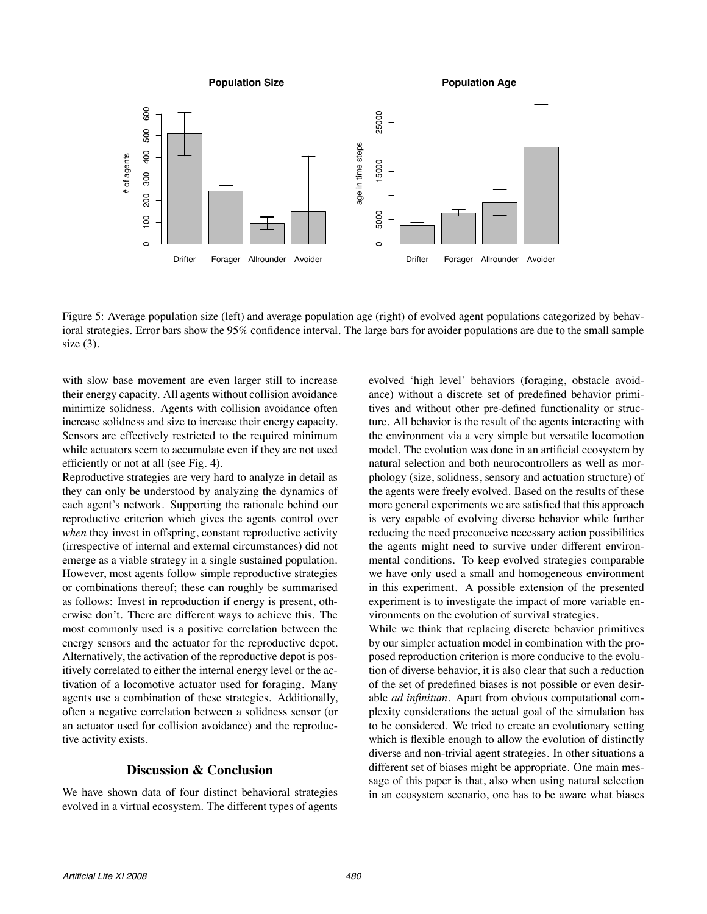Figure 5: Average population size (left) and average population age (right) of evolved agent populations categorized by behavioral strategies. Error bars show the 95% confidence interval. The large bars for avoider populations are due to the small sample size (3).

with slow base movement are even larger still to increase their energy capacity. All agents without collision avoidance minimize solidness. Agents with collision avoidance often increase solidness and size to increase their energy capacity. Sensors are effectively restricted to the required minimum while actuators seem to accumulate even if they are not used efficiently or not at all (see Fig. 4).

Reproductive strategies are very hard to analyze in detail as they can only be understood by analyzing the dynamics of each agent's network. Supporting the rationale behind our reproductive criterion which gives the agents control over *when* they invest in offspring, constant reproductive activity (irrespective of internal and external circumstances) did not emerge as a viable strategy in a single sustained population. However, most agents follow simple reproductive strategies or combinations thereof; these can roughly be summarised as follows: Invest in reproduction if energy is present, otherwise don't. There are different ways to achieve this. The most commonly used is a positive correlation between the energy sensors and the actuator for the reproductive depot. Alternatively, the activation of the reproductive depot is positively correlated to either the internal energy level or the activation of a locomotive actuator used for foraging. Many agents use a combination of these strategies. Additionally, often a negative correlation between a solidness sensor (or an actuator used for collision avoidance) and the reproductive activity exists.

## Discussion & Conclusion

We have shown data of four distinct behavioral strategies evolved in a virtual ecosystem. The different types of agents evolved 'high level' behaviors (foraging, obstacle avoidance) without a discrete set of predefined behavior primitives and without other pre-defined functionality or structure. All behavior is the result of the agents interacting with the environment via a very simple but versatile locomotion model. The evolution was done in an artificial ecosystem by natural selection and both neurocontrollers as well as morphology (size, solidness, sensory and actuation structure) of the agents were freely evolved. Based on the results of these more general experiments we are satisfied that this approach is very capable of evolving diverse behavior while further reducing the need preconceive necessary action possibilities the agents might need to survive under different environmental conditions. To keep evolved strategies comparable we have only used a small and homogeneous environment in this experiment. A possible extension of the presented experiment is to investigate the impact of more variable environments on the evolution of survival strategies.

While we think that replacing discrete behavior primitives by our simpler actuation model in combination with the proposed reproduction criterion is more conducive to the evolution of diverse behavior, it is also clear that such a reduction of the set of predefined biases is not possible or even desirable *ad infinitum*. Apart from obvious computational complexity considerations the actual goal of the simulation has to be considered. We tried to create an evolutionary setting which is flexible enough to allow the evolution of distinctly diverse and non-trivial agent strategies. In other situations a different set of biases might be appropriate. One main message of this paper is that, also when using natural selection in an ecosystem scenario, one has to be aware what biases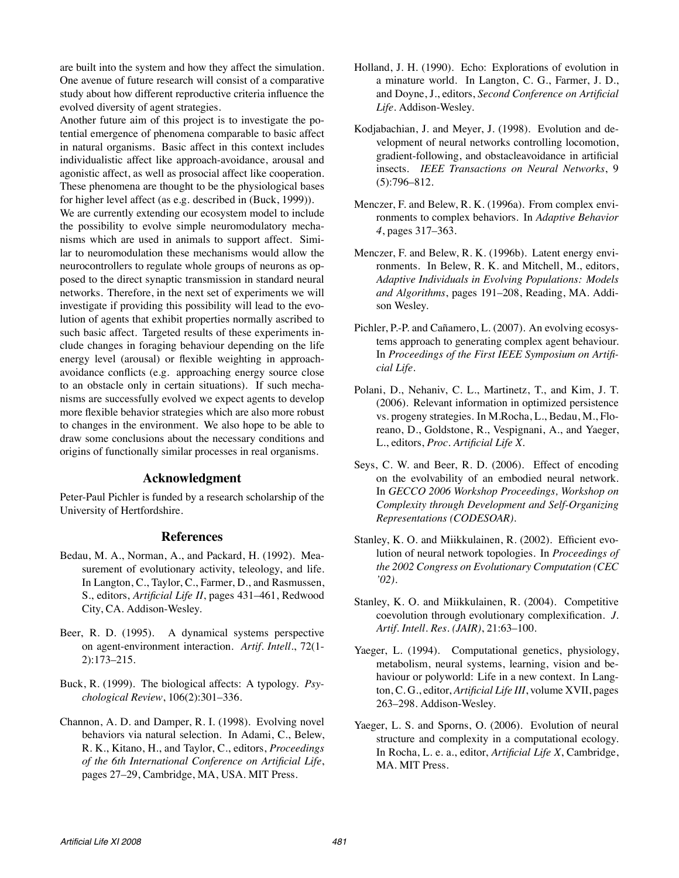are built into the system and how they affect the simulation. One avenue of future research will consist of a comparative study about how different reproductive criteria influence the evolved diversity of agent strategies.

Another future aim of this project is to investigate the potential emergence of phenomena comparable to basic affect in natural organisms. Basic affect in this context includes individualistic affect like approach-avoidance, arousal and agonistic affect, as well as prosocial affect like cooperation. These phenomena are thought to be the physiological bases for higher level affect (as e.g. described in (Buck, 1999)).

We are currently extending our ecosystem model to include the possibility to evolve simple neuromodulatory mechanisms which are used in animals to support affect. Similar to neuromodulation these mechanisms would allow the neurocontrollers to regulate whole groups of neurons as opposed to the direct synaptic transmission in standard neural networks. Therefore, in the next set of experiments we will investigate if providing this possibility will lead to the evolution of agents that exhibit properties normally ascribed to such basic affect. Targeted results of these experiments include changes in foraging behaviour depending on the life energy level (arousal) or flexible weighting in approach-avoidance conflicts (e.g. approaching energy source close to an obstacle only in certain situations). If such mechanisms are successfully evolved we expect agents to develop more flexible behavior strategies which are also more robust to changes in the environment. We also hope to be able to draw some conclusions about the necessary conditions and origins of functionally similar processes in real organisms.

## Acknowledgment

Peter-Paul Pichler is funded by a research scholarship of the University of Hertfordshire.

## References

Bedau, M. A., Norman, A., and Packard, H. (1992). Measurement of evolutionary activity, teleology, and life. In Langton, C., Taylor, C., Farmer, D., and Rasmussen, S., editors, *Artificial Life II*, pages 431–461, Redwood City, CA. Addison-Wesley.

Beer, R. D. (1995). A dynamical systems perspective on agent-environment interaction. *Artif. Intell.*, 72(1-2):173–215.

Buck, R. (1999). The biological affects: A typology. *Psychological Review*, 106(2):301–336.

Channon, A. D. and Damper, R. I. (1998). Evolving novel behaviors via natural selection. In Adami, C., Belew, R. K., Kitano, H., and Taylor, C., editors, *Proceedings of the 6th International Conference on Artificial Life*, pages 27–29, Cambridge, MA, USA. MIT Press.

Holland, J. H. (1990). Echo: Explorations of evolution in a minature world. In Langton, C. G., Farmer, J. D., and Doyne, J., editors, *Second Conference on Artificial Life*. Addison-Wesley.

Kodjabachian, J. and Meyer, J. (1998). Evolution and development of neural networks controlling locomotion, gradient-following, and obstacleavoidance in artificial insects. *IEEE Transactions on Neural Networks*, 9 (5):796–812.

Menczer, F. and Belew, R. K. (1996a). From complex environments to complex behaviors. In *Adaptive Behavior 4*, pages 317–363.

Menczer, F. and Belew, R. K. (1996b). Latent energy environments. In Belew, R. K. and Mitchell, M., editors, *Adaptive Individuals in Evolving Populations: Models and Algorithms*, pages 191–208, Reading, MA. Addison Wesley.

Pichler, P.-P. and Cañamero, L. (2007). An evolving ecosystems approach to generating complex agent behaviour. In *Proceedings of the First IEEE Symposium on Artificial Life*.

Polani, D., Nehaniv, C. L., Martinetz, T., and Kim, J. T. (2006). Relevant information in optimized persistence vs. progeny strategies. In M.Rocha, L., Bedau, M., Floreano, D., Goldstone, R., Vespignani, A., and Yaeger, L., editors, *Proc. Artificial Life X*.

Seys, C. W. and Beer, R. D. (2006). Effect of encoding on the evolvability of an embodied neural network. In *GECCO 2006 Workshop Proceedings, Workshop on Complexity through Development and Self-Organizing Representations (CODESOAR)*.

Stanley, K. O. and Miikkulainen, R. (2002). Efficient evolution of neural network topologies. In *Proceedings of the 2002 Congress on Evolutionary Computation (CEC '02)*.

Stanley, K. O. and Miikkulainen, R. (2004). Competitive coevolution through evolutionary complexification. *J. Artif. Intell. Res. (JAIR)*, 21:63–100.

Yaeger, L. (1994). Computational genetics, physiology, metabolism, neural systems, learning, vision and behaviour or polyworld: Life in a new context. In Langton, C. G., editor, *Artificial Life III*, volume XVII, pages 263–298. Addison-Wesley.

Yaeger, L. S. and Sporns, O. (2006). Evolution of neural structure and complexity in a computational ecology. In Rocha, L. e. a., editor, *Artificial Life X*, Cambridge, MA. MIT Press.